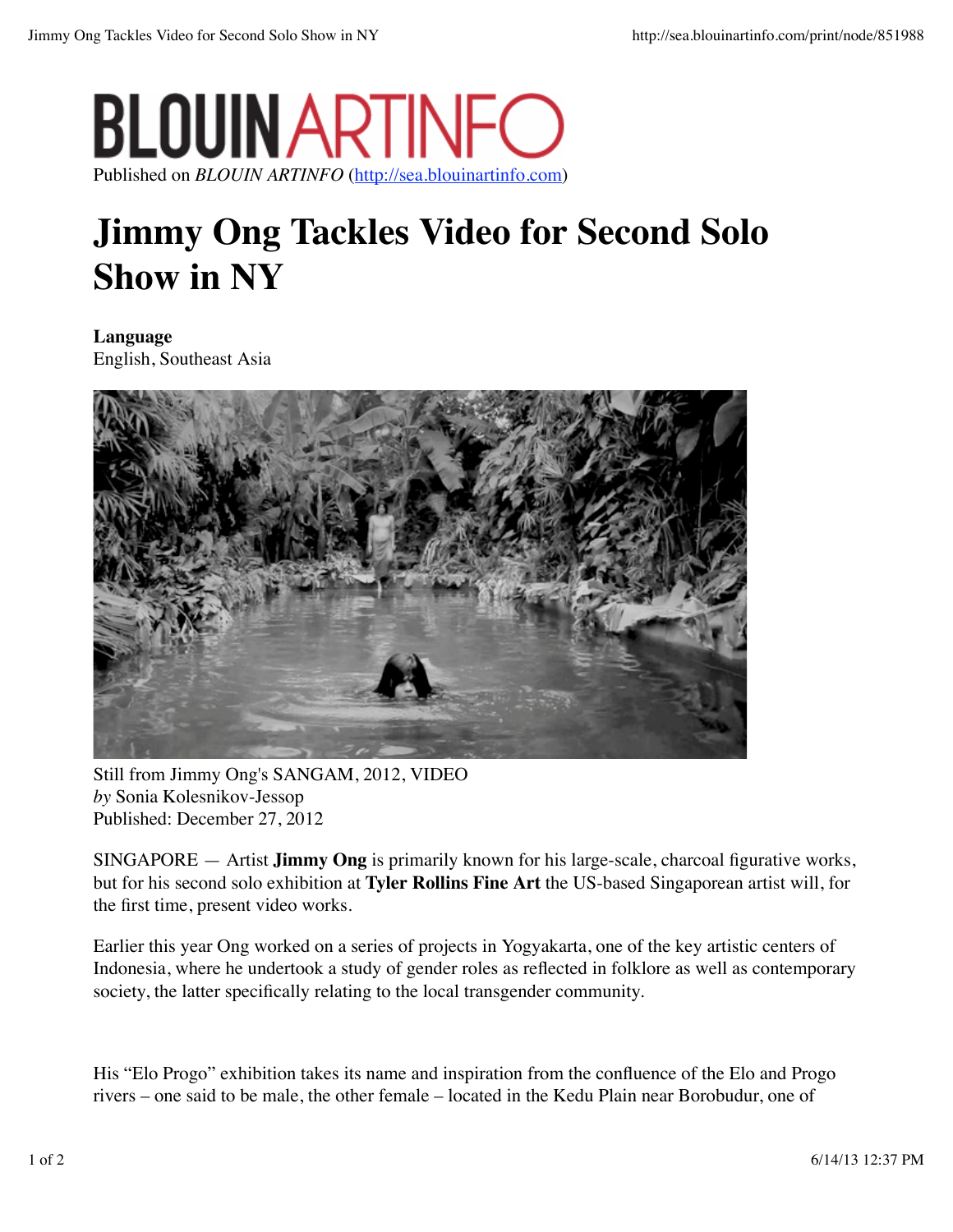Published on *BLOUIN ARTINFO* (http://sea.blouinartinfo.com)

# Jimmy Ong Tackles Video for Second Solo Show in NY

**Language**
English, Southeast Asia

Still from Jimmy Ong's SANGAM, 2012, VIDEO
*by* Sonia Kolesnikov-Jessop
Published: December 27, 2012

SINGAPORE — Artist **Jimmy Ong** is primarily known for his large-scale, charcoal figurative works, but for his second solo exhibition at **Tyler Rollins Fine Art** the US-based Singaporean artist will, for the first time, present video works.

Earlier this year Ong worked on a series of projects in Yogyakarta, one of the key artistic centers of Indonesia, where he undertook a study of gender roles as reflected in folklore as well as contemporary society, the latter specifically relating to the local transgender community.

His "Elo Progo" exhibition takes its name and inspiration from the confluence of the Elo and Progo rivers – one said to be male, the other female – located in the Kedu Plain near Borobudur, one of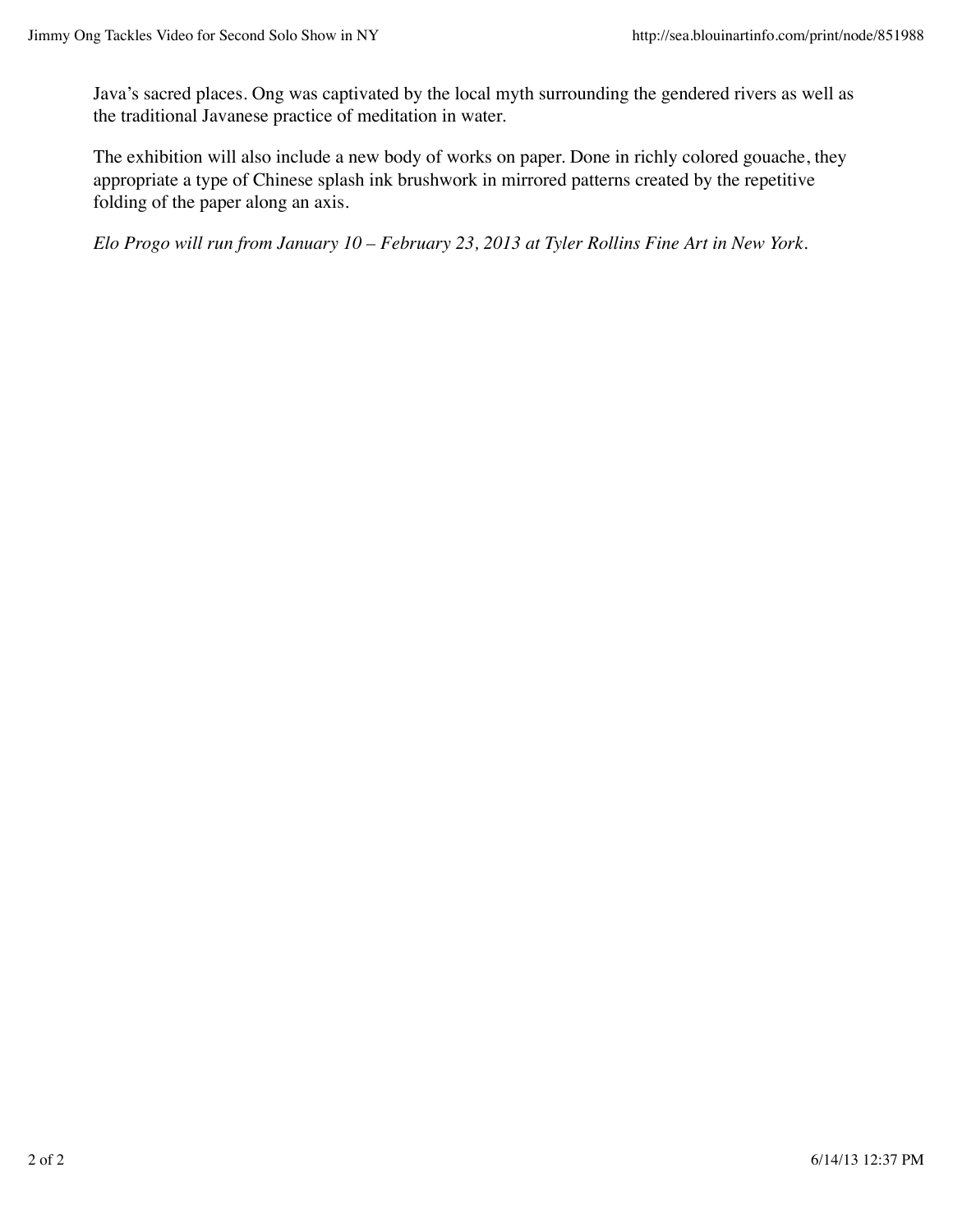Java's sacred places. Ong was captivated by the local myth surrounding the gendered rivers as well as the traditional Javanese practice of meditation in water.

The exhibition will also include a new body of works on paper. Done in richly colored gouache, they appropriate a type of Chinese splash ink brushwork in mirrored patterns created by the repetitive folding of the paper along an axis.

*Elo Progo will run from January 10 – February 23, 2013 at Tyler Rollins Fine Art in New York.*